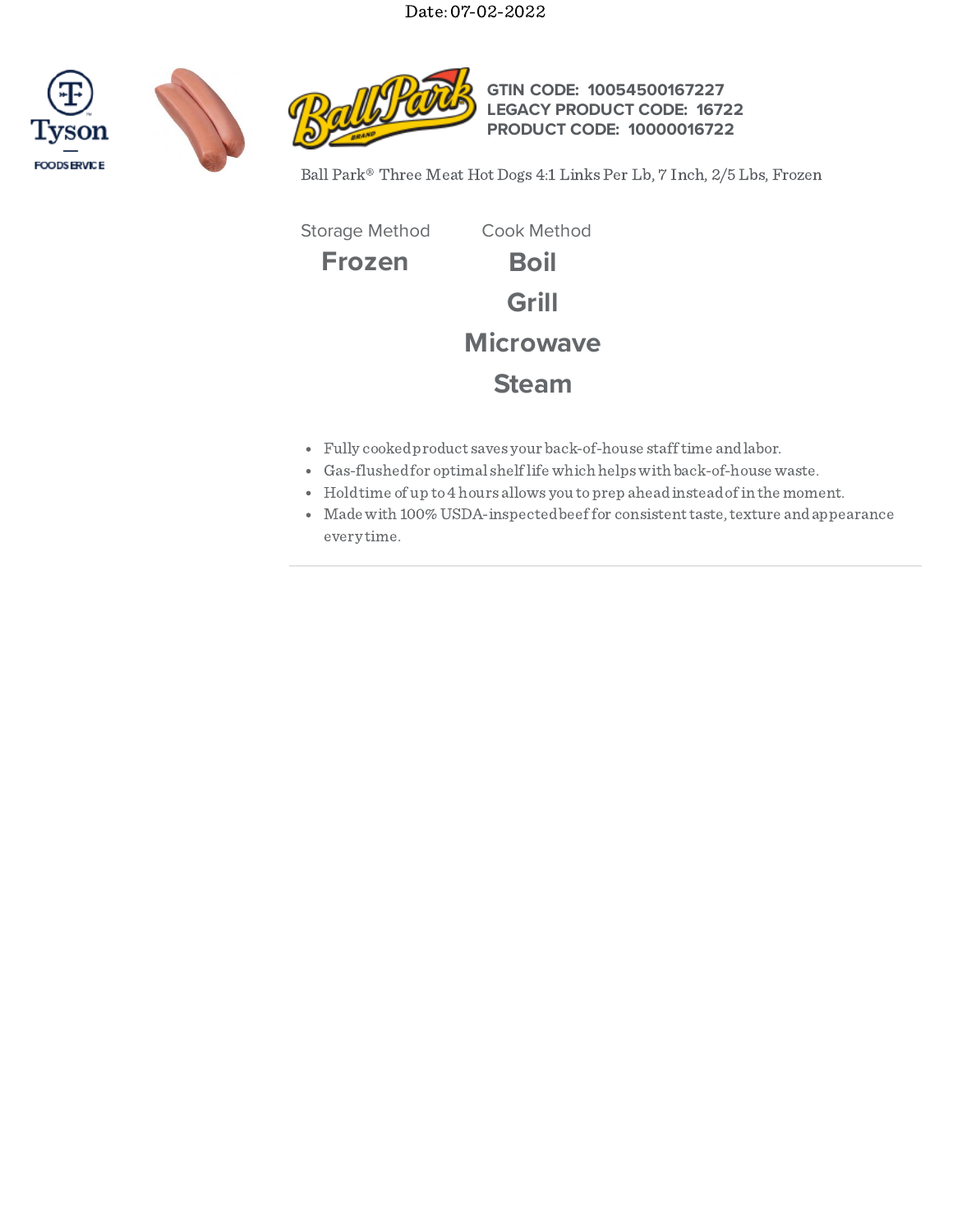Date: 07-02-2022

**GTIN CODE: 10054500167227**
**LEGACY PRODUCT CODE: 16722**
**PRODUCT CODE: 10000016722**

Ball Park® Three Meat Hot Dogs 4:1 Links Per Lb, 7 Inch, 2/5 Lbs, Frozen

| Storage Method | Cook Method |
| --- | --- |
| **Frozen** | **Boil** |
| | **Grill** |
| | **Microwave** |
| | **Steam** |

- Fully cooked product saves your back-of-house staff time and labor.
- Gas-flushed for optimal shelf life which helps with back-of-house waste.
- Hold time of up to 4 hours allows you to prep ahead instead of in the moment.
- Made with 100% USDA-inspected beef for consistent taste, texture and appearance every time.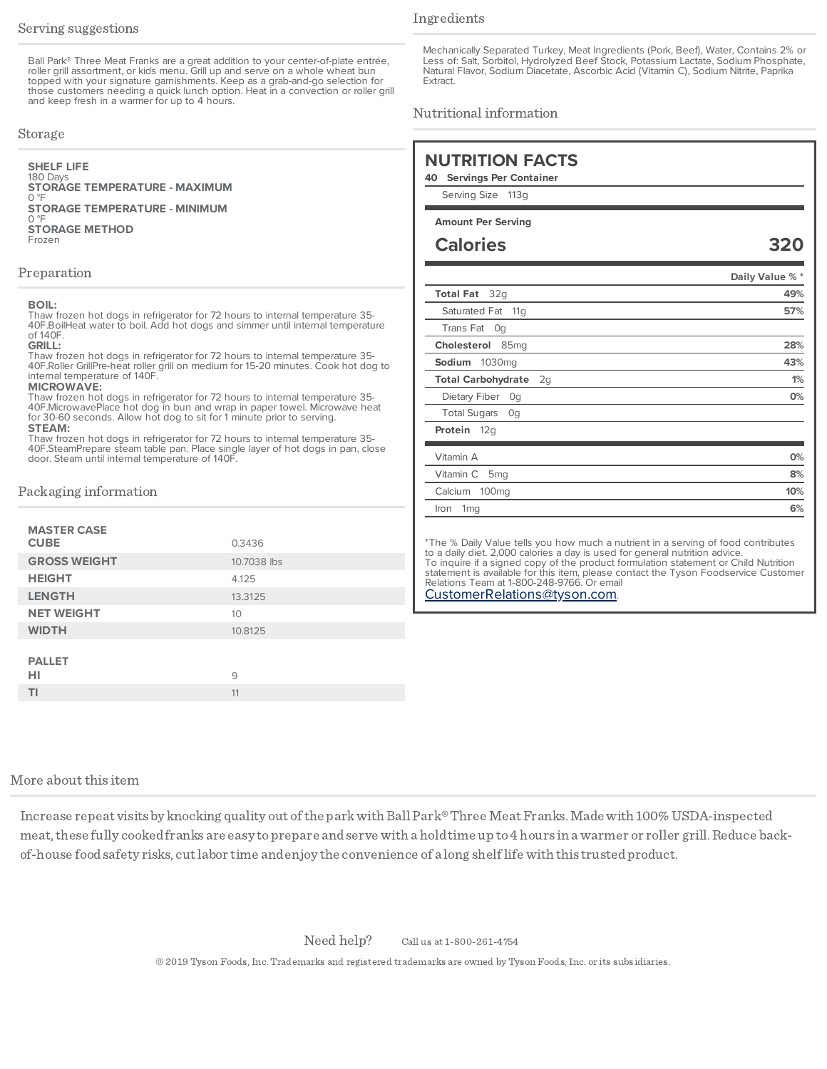## Serving suggestions

Ball Park® Three Meat Franks are a great addition to your center-of-plate entrée, roller grill assortment, or kids menu. Grill up and serve on a whole wheat bun topped with your signature garnishments. Keep as a grab-and-go selection for those customers needing a quick lunch option. Heat in a convection or roller grill and keep fresh in a warmer for up to 4 hours.

## Storage

**SHELF LIFE**
180 Days
**STORAGE TEMPERATURE - MAXIMUM**
0 °F
**STORAGE TEMPERATURE - MINIMUM**
0 °F
**STORAGE METHOD**
Frozen

## Preparation

**BOIL:**
Thaw frozen hot dogs in refrigerator for 72 hours to internal temperature 35-40F.BoilHeat water to boil. Add hot dogs and simmer until internal temperature of 140F.
**GRILL:**
Thaw frozen hot dogs in refrigerator for 72 hours to internal temperature 35-40F.Roller GrillPre-heat roller grill on medium for 15-20 minutes. Cook hot dog to internal temperature of 140F.
**MICROWAVE:**
Thaw frozen hot dogs in refrigerator for 72 hours to internal temperature 35-40F.MicrowavePlace hot dog in bun and wrap in paper towel. Microwave heat for 30-60 seconds. Allow hot dog to sit for 1 minute prior to serving.
**STEAM:**
Thaw frozen hot dogs in refrigerator for 72 hours to internal temperature 35-40F.SteamPrepare steam table pan. Place single layer of hot dogs in pan, close door. Steam until internal temperature of 140F.

## Packaging information

| MASTER CASE | |
|---|---|
| CUBE | 0.3436 |
| GROSS WEIGHT | 10.7038 lbs |
| HEIGHT | 4.125 |
| LENGTH | 13.3125 |
| NET WEIGHT | 10 |
| WIDTH | 10.8125 |

| PALLET | |
|---|---|
| HI | 9 |
| TI | 11 |

## Ingredients

Mechanically Separated Turkey, Meat Ingredients (Pork, Beef), Water, Contains 2% or Less of: Salt, Sorbitol, Hydrolyzed Beef Stock, Potassium Lactate, Sodium Phosphate, Natural Flavor, Sodium Diacetate, Ascorbic Acid (Vitamin C), Sodium Nitrite, Paprika Extract.

## Nutritional information

### NUTRITION FACTS

**40 Servings Per Container**
Serving Size 113g

**Amount Per Serving**
**Calories 320**

| | Daily Value % * |
|---|---|
| **Total Fat** 32g | **49%** |
| Saturated Fat 11g | **57%** |
| Trans Fat 0g | |
| **Cholesterol** 85mg | **28%** |
| **Sodium** 1030mg | **43%** |
| **Total Carbohydrate** 2g | **1%** |
| Dietary Fiber 0g | **0%** |
| Total Sugars 0g | |
| **Protein** 12g | |
| Vitamin A | **0%** |
| Vitamin C 5mg | **8%** |
| Calcium 100mg | **10%** |
| Iron 1mg | **6%** |

*The % Daily Value tells you how much a nutrient in a serving of food contributes to a daily diet. 2,000 calories a day is used for general nutrition advice.
To inquire if a signed copy of the product formulation statement or Child Nutrition statement is available for this item, please contact the Tyson Foodservice Customer Relations Team at 1-800-248-9766. Or email CustomerRelations@tyson.com.

## More about this item

Increase repeat visits by knocking quality out of the park with Ball Park® Three Meat Franks. Made with 100% USDA-inspected meat, these fully cooked franks are easy to prepare and serve with a hold time up to 4 hours in a warmer or roller grill. Reduce back-of-house food safety risks, cut labor time and enjoy the convenience of a long shelf life with this trusted product.

Need help? Call us at 1-800-261-4754

© 2019 Tyson Foods, Inc. Trademarks and registered trademarks are owned by Tyson Foods, Inc. or its subsidiaries.